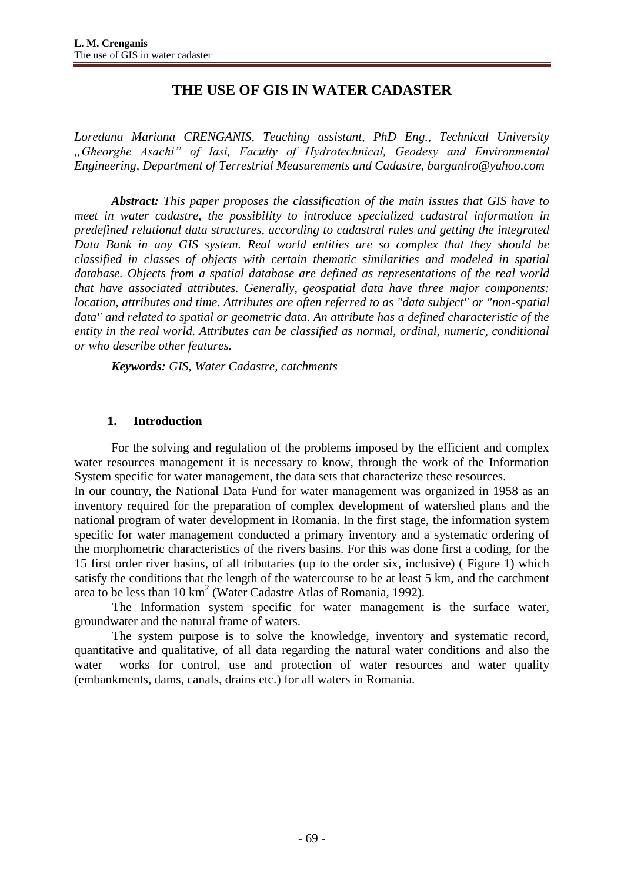# THE USE OF GIS IN WATER CADASTER

*Loredana Mariana CRENGANIS, Teaching assistant, PhD Eng., Technical University „Gheorghe Asachi" of Iasi, Faculty of Hydrotechnical, Geodesy and Environmental Engineering, Department of Terrestrial Measurements and Cadastre, barganlro@yahoo.com*

***Abstract:*** *This paper proposes the classification of the main issues that GIS have to meet in water cadastre, the possibility to introduce specialized cadastral information in predefined relational data structures, according to cadastral rules and getting the integrated Data Bank in any GIS system. Real world entities are so complex that they should be classified in classes of objects with certain thematic similarities and modeled in spatial database. Objects from a spatial database are defined as representations of the real world that have associated attributes. Generally, geospatial data have three major components: location, attributes and time. Attributes are often referred to as "data subject" or "non-spatial data" and related to spatial or geometric data. An attribute has a defined characteristic of the entity in the real world. Attributes can be classified as normal, ordinal, numeric, conditional or who describe other features.*

***Keywords:*** *GIS, Water Cadastre, catchments*

## 1. Introduction

For the solving and regulation of the problems imposed by the efficient and complex water resources management it is necessary to know, through the work of the Information System specific for water management, the data sets that characterize these resources.

In our country, the National Data Fund for water management was organized in 1958 as an inventory required for the preparation of complex development of watershed plans and the national program of water development in Romania. In the first stage, the information system specific for water management conducted a primary inventory and a systematic ordering of the morphometric characteristics of the rivers basins. For this was done first a coding, for the 15 first order river basins, of all tributaries (up to the order six, inclusive) ( Figure 1) which satisfy the conditions that the length of the watercourse to be at least 5 km, and the catchment area to be less than 10 km$^2$ (Water Cadastre Atlas of Romania, 1992).

The Information system specific for water management is the surface water, groundwater and the natural frame of waters.

The system purpose is to solve the knowledge, inventory and systematic record, quantitative and qualitative, of all data regarding the natural water conditions and also the water works for control, use and protection of water resources and water quality (embankments, dams, canals, drains etc.) for all waters in Romania.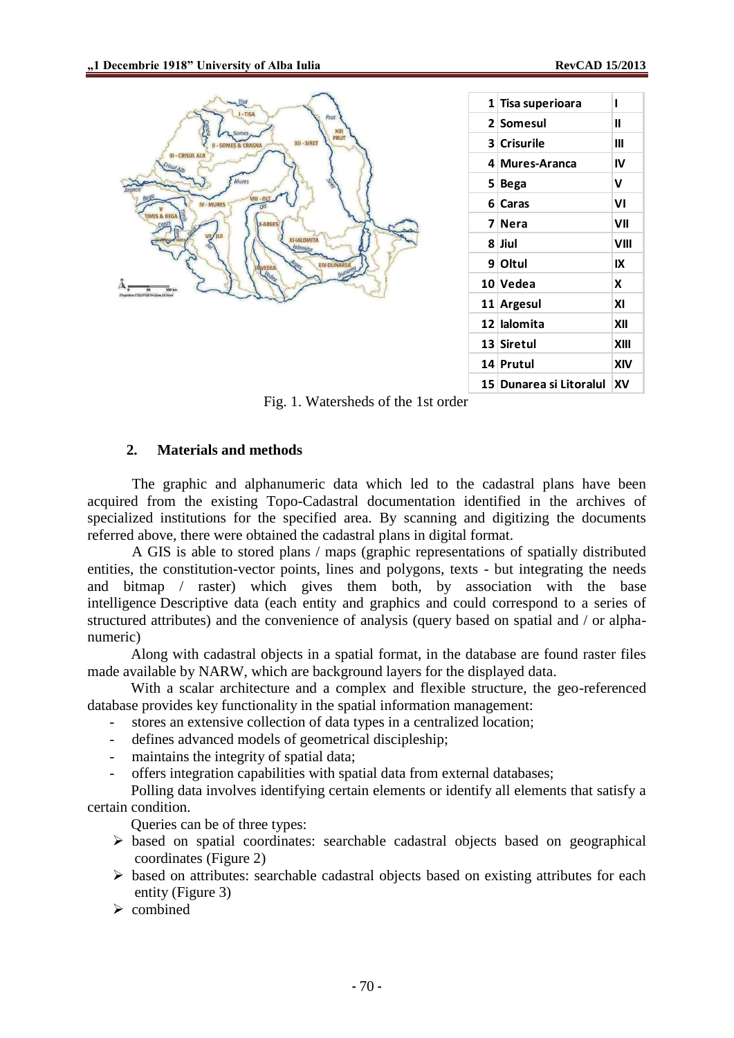| | | |
|---|---|---|
| 1 | Tisa superioara | I |
| 2 | Somesul | II |
| 3 | Crisurile | III |
| 4 | Mures-Aranca | IV |
| 5 | Bega | V |
| 6 | Caras | VI |
| 7 | Nera | VII |
| 8 | Jiul | VIII |
| 9 | Oltul | IX |
| 10 | Vedea | X |
| 11 | Argesul | XI |
| 12 | Ialomita | XII |
| 13 | Siretul | XIII |
| 14 | Prutul | XIV |
| 15 | Dunarea si Litoralul | XV |

Fig. 1. Watersheds of the 1st order

## 2. Materials and methods

The graphic and alphanumeric data which led to the cadastral plans have been acquired from the existing Topo-Cadastral documentation identified in the archives of specialized institutions for the specified area. By scanning and digitizing the documents referred above, there were obtained the cadastral plans in digital format.

A GIS is able to stored plans / maps (graphic representations of spatially distributed entities, the constitution-vector points, lines and polygons, texts - but integrating the needs and bitmap / raster) which gives them both, by association with the base intelligence Descriptive data (each entity and graphics and could correspond to a series of structured attributes) and the convenience of analysis (query based on spatial and / or alpha-numeric)

Along with cadastral objects in a spatial format, in the database are found raster files made available by NARW, which are background layers for the displayed data.

With a scalar architecture and a complex and flexible structure, the geo-referenced database provides key functionality in the spatial information management:

- stores an extensive collection of data types in a centralized location;
- defines advanced models of geometrical discipleship;
- maintains the integrity of spatial data;
- offers integration capabilities with spatial data from external databases;

Polling data involves identifying certain elements or identify all elements that satisfy a certain condition.

Queries can be of three types:

- based on spatial coordinates: searchable cadastral objects based on geographical coordinates (Figure 2)
- based on attributes: searchable cadastral objects based on existing attributes for each entity (Figure 3)
- combined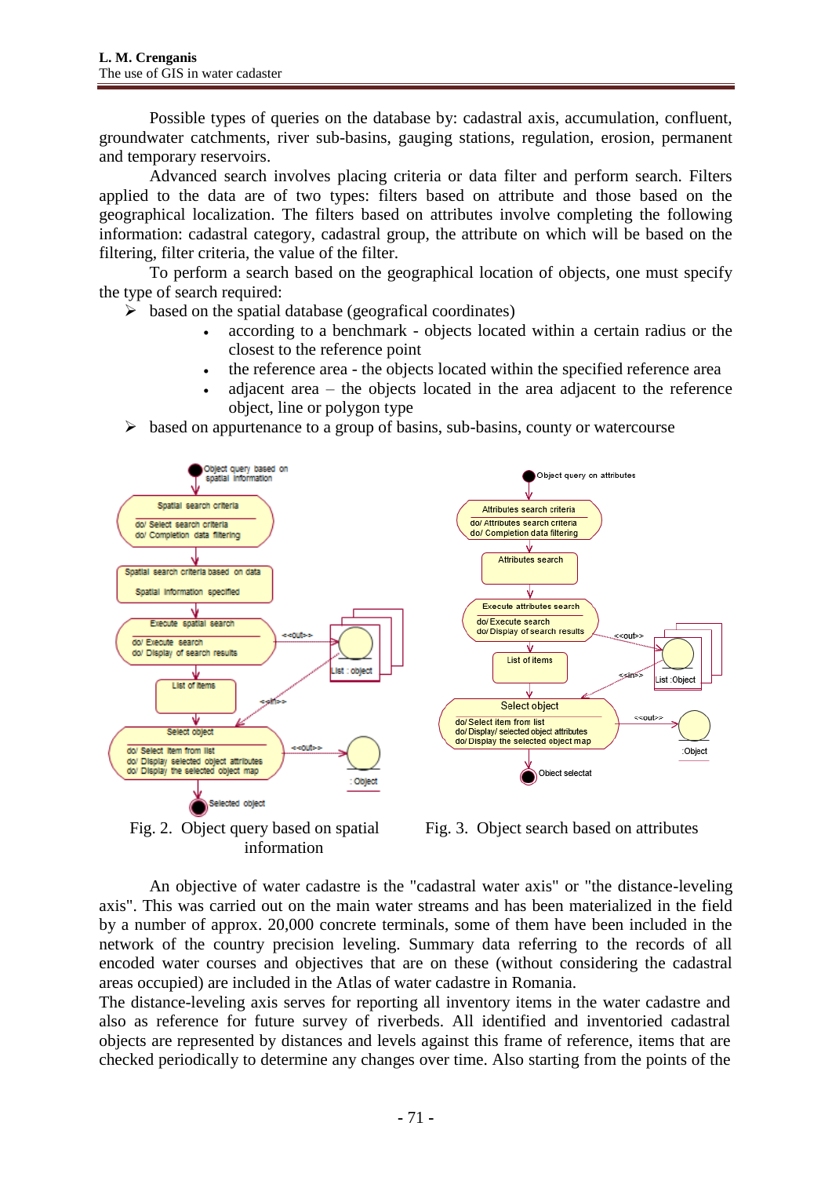Possible types of queries on the database by: cadastral axis, accumulation, confluent, groundwater catchments, river sub-basins, gauging stations, regulation, erosion, permanent and temporary reservoirs.

Advanced search involves placing criteria or data filter and perform search. Filters applied to the data are of two types: filters based on attribute and those based on the geographical localization. The filters based on attributes involve completing the following information: cadastral category, cadastral group, the attribute on which will be based on the filtering, filter criteria, the value of the filter.

To perform a search based on the geographical location of objects, one must specify the type of search required:

- based on the spatial database (geografical coordinates)
  - according to a benchmark - objects located within a certain radius or the closest to the reference point
  - the reference area - the objects located within the specified reference area
  - adjacent area – the objects located in the area adjacent to the reference object, line or polygon type
- based on appurtenance to a group of basins, sub-basins, county or watercourse

Fig. 2. Object query based on spatial information

Fig. 3. Object search based on attributes

An objective of water cadastre is the "cadastral water axis" or "the distance-leveling axis". This was carried out on the main water streams and has been materialized in the field by a number of approx. 20,000 concrete terminals, some of them have been included in the network of the country precision leveling. Summary data referring to the records of all encoded water courses and objectives that are on these (without considering the cadastral areas occupied) are included in the Atlas of water cadastre in Romania.

The distance-leveling axis serves for reporting all inventory items in the water cadastre and also as reference for future survey of riverbeds. All identified and inventoried cadastral objects are represented by distances and levels against this frame of reference, items that are checked periodically to determine any changes over time. Also starting from the points of the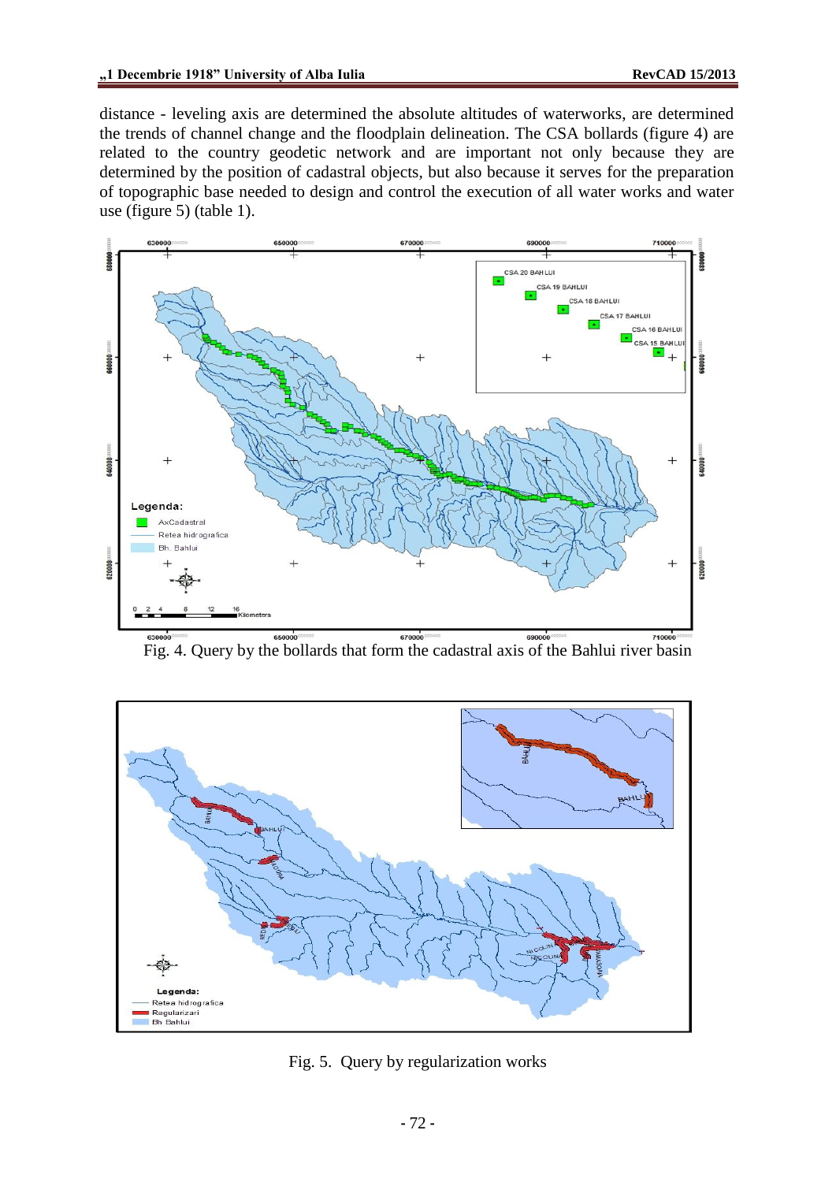distance - leveling axis are determined the absolute altitudes of waterworks, are determined the trends of channel change and the floodplain delineation. The CSA bollards (figure 4) are related to the country geodetic network and are important not only because they are determined by the position of cadastral objects, but also because it serves for the preparation of topographic base needed to design and control the execution of all water works and water use (figure 5) (table 1).

Fig. 4. Query by the bollards that form the cadastral axis of the Bahlui river basin

Fig. 5. Query by regularization works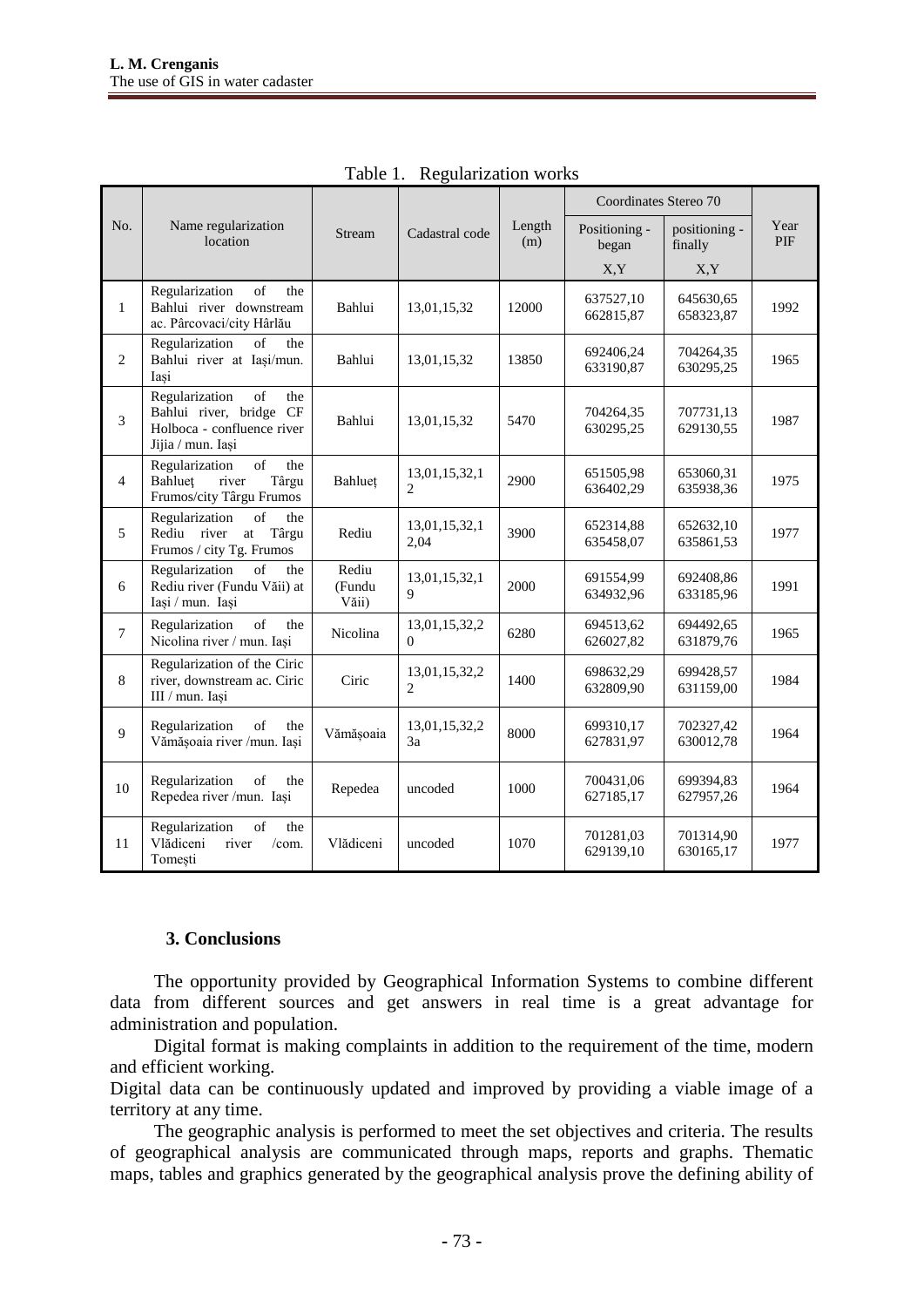Table 1. Regularization works

| No. | Name regularization location | Stream | Cadastral code | Length (m) | Coordinates Stereo 70 | | Year PIF |
|---|---|---|---|---|---|---|---|
| | | | | | Positioning - began | positioning - finally | |
| | | | | | X,Y | X,Y | |
| 1 | Regularization of the Bahlui river downstream ac. Pârcovaci/city Hârlău | Bahlui | 13,01,15,32 | 12000 | 637527,10 662815,87 | 645630,65 658323,87 | 1992 |
| 2 | Regularization of the Bahlui river at Iași/mun. Iași | Bahlui | 13,01,15,32 | 13850 | 692406,24 633190,87 | 704264,35 630295,25 | 1965 |
| 3 | Regularization of the Bahlui river, bridge CF Holboca - confluence river Jijia / mun. Iași | Bahlui | 13,01,15,32 | 5470 | 704264,35 630295,25 | 707731,13 629130,55 | 1987 |
| 4 | Regularization of the Bahlueț river Târgu Frumos/city Târgu Frumos | Bahlueț | 13,01,15,32,12 | 2900 | 651505,98 636402,29 | 653060,31 635938,36 | 1975 |
| 5 | Regularization of the Rediu river at Târgu Frumos / city Tg. Frumos | Rediu | 13,01,15,32,12,04 | 3900 | 652314,88 635458,07 | 652632,10 635861,53 | 1977 |
| 6 | Regularization of the Rediu river (Fundu Văii) at Iași / mun. Iași | Rediu (Fundu Văii) | 13,01,15,32,19 | 2000 | 691554,99 634932,96 | 692408,86 633185,96 | 1991 |
| 7 | Regularization of the Nicolina river / mun. Iași | Nicolina | 13,01,15,32,20 | 6280 | 694513,62 626027,82 | 694492,65 631879,76 | 1965 |
| 8 | Regularization of the Ciric river, downstream ac. Ciric III / mun. Iași | Ciric | 13,01,15,32,22 | 1400 | 698632,29 632809,90 | 699428,57 631159,00 | 1984 |
| 9 | Regularization of the Vămășoaia river /mun. Iași | Vămășoaia | 13,01,15,32,23a | 8000 | 699310,17 627831,97 | 702327,42 630012,78 | 1964 |
| 10 | Regularization of the Repedea river /mun. Iași | Repedea | uncoded | 1000 | 700431,06 627185,17 | 699394,83 627957,26 | 1964 |
| 11 | Regularization of the Vlădiceni river /com. Tomești | Vlădiceni | uncoded | 1070 | 701281,03 629139,10 | 701314,90 630165,17 | 1977 |

## 3. Conclusions

The opportunity provided by Geographical Information Systems to combine different data from different sources and get answers in real time is a great advantage for administration and population.

Digital format is making complaints in addition to the requirement of the time, modern and efficient working.

Digital data can be continuously updated and improved by providing a viable image of a territory at any time.

The geographic analysis is performed to meet the set objectives and criteria. The results of geographical analysis are communicated through maps, reports and graphs. Thematic maps, tables and graphics generated by the geographical analysis prove the defining ability of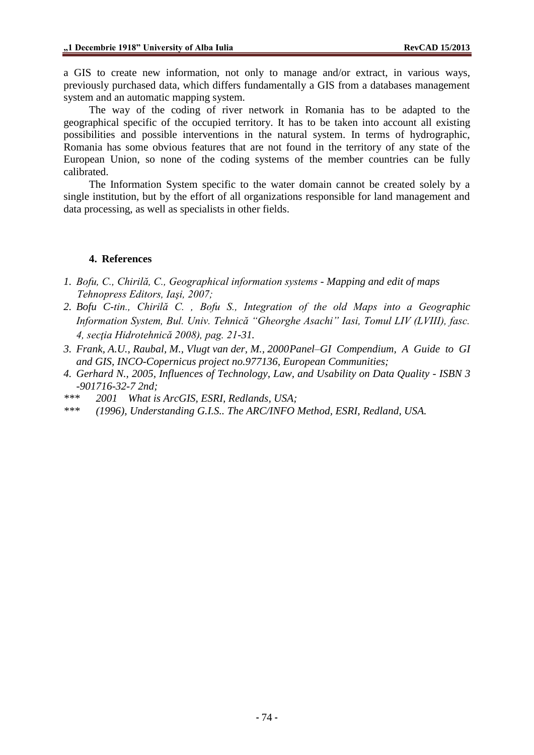a GIS to create new information, not only to manage and/or extract, in various ways, previously purchased data, which differs fundamentally a GIS from a databases management system and an automatic mapping system.

The way of the coding of river network in Romania has to be adapted to the geographical specific of the occupied territory. It has to be taken into account all existing possibilities and possible interventions in the natural system. In terms of hydrographic, Romania has some obvious features that are not found in the territory of any state of the European Union, so none of the coding systems of the member countries can be fully calibrated.

The Information System specific to the water domain cannot be created solely by a single institution, but by the effort of all organizations responsible for land management and data processing, as well as specialists in other fields.

## 4. References

1. *Bofu, C., Chirilă, C., Geographical information systems - Mapping and edit of maps Tehnopress Editors, Iaşi, 2007;*
2. *Bofu C-tin., Chirilă C. , Bofu S., Integration of the old Maps into a Geographic Information System, Bul. Univ. Tehnică "Gheorghe Asachi" Iasi, Tomul LIV (LVIII), fasc. 4, secţia Hidrotehnică 2008), pag. 21-31.*
3. *Frank, A.U., Raubal, M., Vlugt van der, M., 2000Panel–GI Compendium, A Guide to GI and GIS, INCO-Copernicus project no.977136, European Communities;*
4. *Gerhard N., 2005, Influences of Technology, Law, and Usability on Data Quality - ISBN 3 -901716-32-7 2nd;*

*\*\*\* 2001 What is ArcGIS, ESRI, Redlands, USA;*

*\*\*\* (1996), Understanding G.I.S.. The ARC/INFO Method, ESRI, Redland, USA.*